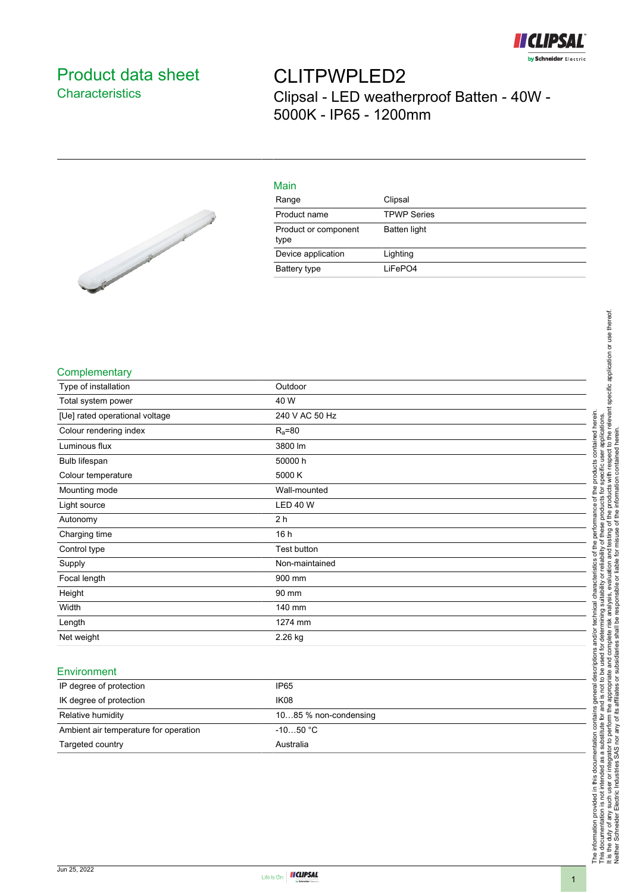# Product data sheet

## Characteristics

# CLITPWPLED2

Clipsal - LED weatherproof Batten - 40W - 5000K - IP65 - 1200mm

### Main

| | |
|---|---|
| Range | Clipsal |
| Product name | TPWP Series |
| Product or component type | Batten light |
| Device application | Lighting |
| Battery type | LiFePO4 |

### Complementary

| | |
|---|---|
| Type of installation | Outdoor |
| Total system power | 40 W |
| [Ue] rated operational voltage | 240 V AC 50 Hz |
| Colour rendering index | $R_a$=80 |
| Luminous flux | 3800 lm |
| Bulb lifespan | 50000 h |
| Colour temperature | 5000 K |
| Mounting mode | Wall-mounted |
| Light source | LED 40 W |
| Autonomy | 2 h |
| Charging time | 16 h |
| Control type | Test button |
| Supply | Non-maintained |
| Focal length | 900 mm |
| Height | 90 mm |
| Width | 140 mm |
| Length | 1274 mm |
| Net weight | 2.26 kg |

### Environment

| | |
|---|---|
| IP degree of protection | IP65 |
| IK degree of protection | IK08 |
| Relative humidity | 10…85 % non-condensing |
| Ambient air temperature for operation | -10…50 °C |
| Targeted country | Australia |

The information provided in this documentation contains general descriptions and/or technical characteristics of the performance of the products contained herein. This documentation is not intended as a substitute for and is not to be used for determining suitability or reliability of these products for specific user applications. It is the duty of any such user or integrator to perform the appropriate and complete risk analysis, evaluation and testing of the products with respect to the relevant specific application or use thereof. Neither Schneider Electric Industries SAS nor any of its affiliates or subsidiaries shall be responsible or liable for misuse of the information contained herein.

Jun 25, 2022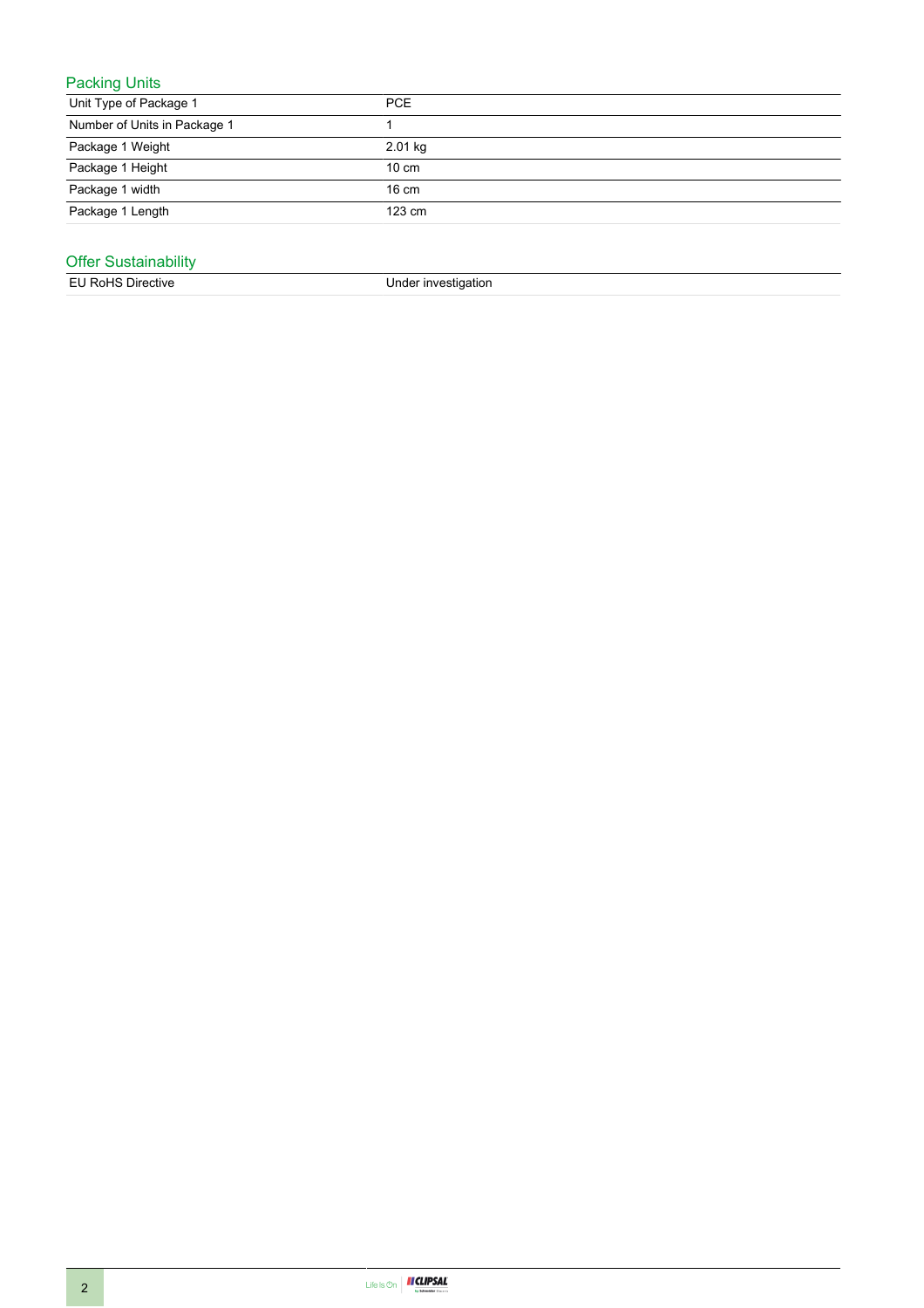## Packing Units

| | |
|---|---|
| Unit Type of Package 1 | PCE |
| Number of Units in Package 1 | 1 |
| Package 1 Weight | 2.01 kg |
| Package 1 Height | 10 cm |
| Package 1 width | 16 cm |
| Package 1 Length | 123 cm |

## Offer Sustainability

| | |
|---|---|
| EU RoHS Directive | Under investigation |